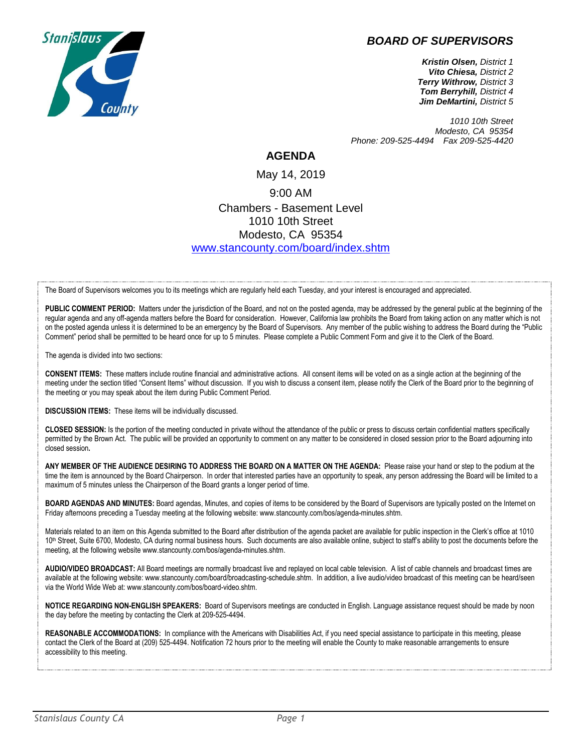# *BOARD OF SUPERVISORS*

***Kristin Olsen,*** *District 1*
***Vito Chiesa,*** *District 2*
***Terry Withrow,*** *District 3*
***Tom Berryhill,*** *District 4*
***Jim DeMartini,*** *District 5*

*1010 10th Street*
*Modesto, CA 95354*
*Phone: 209-525-4494 Fax 209-525-4420*

## AGENDA

May 14, 2019

9:00 AM

Chambers - Basement Level
1010 10th Street
Modesto, CA 95354
www.stancounty.com/board/index.shtm

The Board of Supervisors welcomes you to its meetings which are regularly held each Tuesday, and your interest is encouraged and appreciated.

**PUBLIC COMMENT PERIOD:** Matters under the jurisdiction of the Board, and not on the posted agenda, may be addressed by the general public at the beginning of the regular agenda and any off-agenda matters before the Board for consideration. However, California law prohibits the Board from taking action on any matter which is not on the posted agenda unless it is determined to be an emergency by the Board of Supervisors. Any member of the public wishing to address the Board during the "Public Comment" period shall be permitted to be heard once for up to 5 minutes. Please complete a Public Comment Form and give it to the Clerk of the Board.

The agenda is divided into two sections:

**CONSENT ITEMS:** These matters include routine financial and administrative actions. All consent items will be voted on as a single action at the beginning of the meeting under the section titled "Consent Items" without discussion. If you wish to discuss a consent item, please notify the Clerk of the Board prior to the beginning of the meeting or you may speak about the item during Public Comment Period.

**DISCUSSION ITEMS:** These items will be individually discussed.

**CLOSED SESSION:** Is the portion of the meeting conducted in private without the attendance of the public or press to discuss certain confidential matters specifically permitted by the Brown Act. The public will be provided an opportunity to comment on any matter to be considered in closed session prior to the Board adjourning into closed session**.**

**ANY MEMBER OF THE AUDIENCE DESIRING TO ADDRESS THE BOARD ON A MATTER ON THE AGENDA:** Please raise your hand or step to the podium at the time the item is announced by the Board Chairperson. In order that interested parties have an opportunity to speak, any person addressing the Board will be limited to a maximum of 5 minutes unless the Chairperson of the Board grants a longer period of time.

**BOARD AGENDAS AND MINUTES:** Board agendas, Minutes, and copies of items to be considered by the Board of Supervisors are typically posted on the Internet on Friday afternoons preceding a Tuesday meeting at the following website: www.stancounty.com/bos/agenda-minutes.shtm.

Materials related to an item on this Agenda submitted to the Board after distribution of the agenda packet are available for public inspection in the Clerk's office at 1010 10th Street, Suite 6700, Modesto, CA during normal business hours. Such documents are also available online, subject to staff's ability to post the documents before the meeting, at the following website www.stancounty.com/bos/agenda-minutes.shtm.

**AUDIO/VIDEO BROADCAST:** All Board meetings are normally broadcast live and replayed on local cable television. A list of cable channels and broadcast times are available at the following website: www.stancounty.com/board/broadcasting-schedule.shtm. In addition, a live audio/video broadcast of this meeting can be heard/seen via the World Wide Web at: www.stancounty.com/bos/board-video.shtm.

**NOTICE REGARDING NON-ENGLISH SPEAKERS:** Board of Supervisors meetings are conducted in English. Language assistance request should be made by noon the day before the meeting by contacting the Clerk at 209-525-4494.

**REASONABLE ACCOMMODATIONS:** In compliance with the Americans with Disabilities Act, if you need special assistance to participate in this meeting, please contact the Clerk of the Board at (209) 525-4494. Notification 72 hours prior to the meeting will enable the County to make reasonable arrangements to ensure accessibility to this meeting.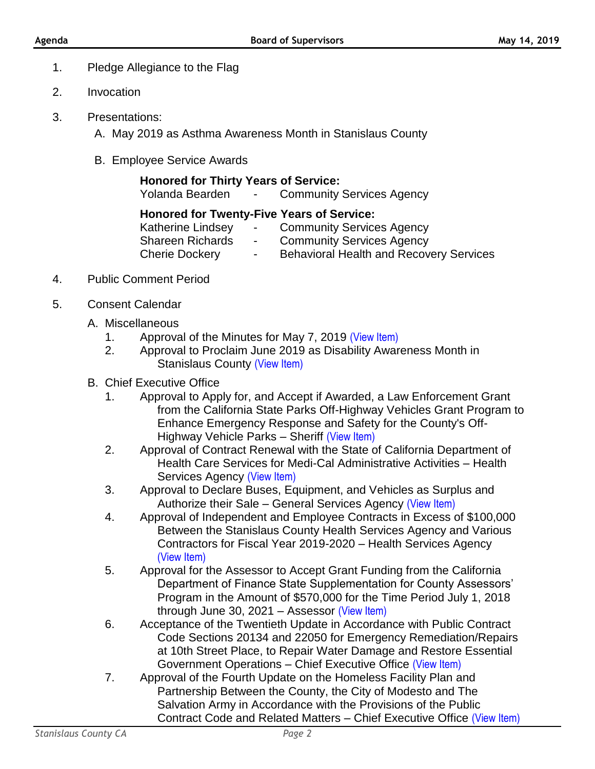1. Pledge Allegiance to the Flag

2. Invocation

3. Presentations:

   A. May 2019 as Asthma Awareness Month in Stanislaus County

   B. Employee Service Awards

   **Honored for Thirty Years of Service:**
   Yolanda Bearden - Community Services Agency

   **Honored for Twenty-Five Years of Service:**
   Katherine Lindsey - Community Services Agency
   Shareen Richards - Community Services Agency
   Cherie Dockery - Behavioral Health and Recovery Services

4. Public Comment Period

5. Consent Calendar

   A. Miscellaneous

      1. Approval of the Minutes for May 7, 2019 (View Item)
      2. Approval to Proclaim June 2019 as Disability Awareness Month in Stanislaus County (View Item)

   B. Chief Executive Office

      1. Approval to Apply for, and Accept if Awarded, a Law Enforcement Grant from the California State Parks Off-Highway Vehicles Grant Program to Enhance Emergency Response and Safety for the County's Off-Highway Vehicle Parks – Sheriff (View Item)
      2. Approval of Contract Renewal with the State of California Department of Health Care Services for Medi-Cal Administrative Activities – Health Services Agency (View Item)
      3. Approval to Declare Buses, Equipment, and Vehicles as Surplus and Authorize their Sale – General Services Agency (View Item)
      4. Approval of Independent and Employee Contracts in Excess of $100,000 Between the Stanislaus County Health Services Agency and Various Contractors for Fiscal Year 2019-2020 – Health Services Agency (View Item)
      5. Approval for the Assessor to Accept Grant Funding from the California Department of Finance State Supplementation for County Assessors' Program in the Amount of $570,000 for the Time Period July 1, 2018 through June 30, 2021 – Assessor (View Item)
      6. Acceptance of the Twentieth Update in Accordance with Public Contract Code Sections 20134 and 22050 for Emergency Remediation/Repairs at 10th Street Place, to Repair Water Damage and Restore Essential Government Operations – Chief Executive Office (View Item)
      7. Approval of the Fourth Update on the Homeless Facility Plan and Partnership Between the County, the City of Modesto and The Salvation Army in Accordance with the Provisions of the Public Contract Code and Related Matters – Chief Executive Office (View Item)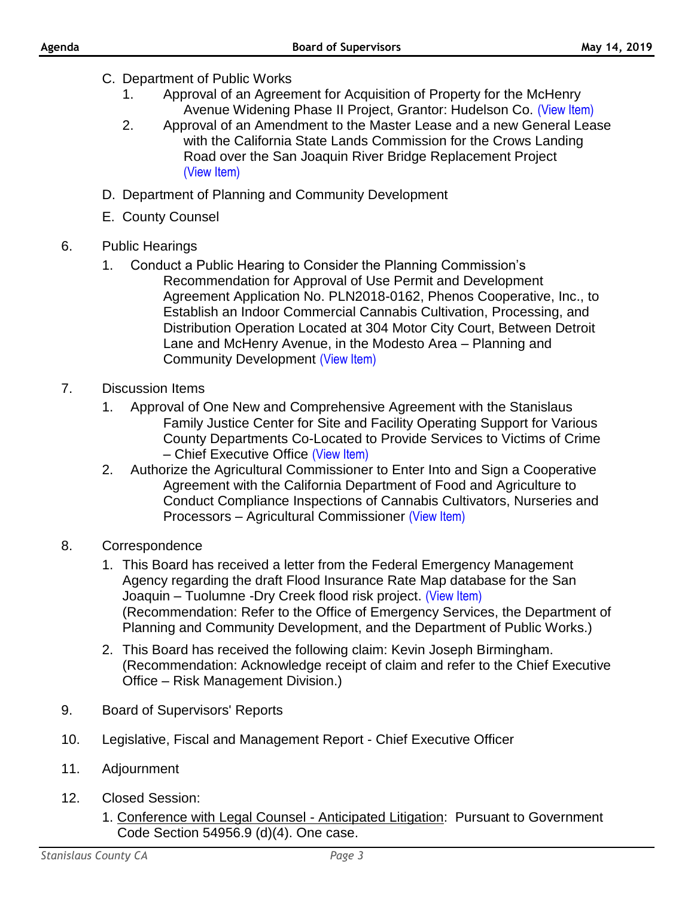C. Department of Public Works
   1. Approval of an Agreement for Acquisition of Property for the McHenry Avenue Widening Phase II Project, Grantor: Hudelson Co. (View Item)
   2. Approval of an Amendment to the Master Lease and a new General Lease with the California State Lands Commission for the Crows Landing Road over the San Joaquin River Bridge Replacement Project (View Item)

D. Department of Planning and Community Development

E. County Counsel

6. Public Hearings
   1. Conduct a Public Hearing to Consider the Planning Commission's Recommendation for Approval of Use Permit and Development Agreement Application No. PLN2018-0162, Phenos Cooperative, Inc., to Establish an Indoor Commercial Cannabis Cultivation, Processing, and Distribution Operation Located at 304 Motor City Court, Between Detroit Lane and McHenry Avenue, in the Modesto Area – Planning and Community Development (View Item)

7. Discussion Items
   1. Approval of One New and Comprehensive Agreement with the Stanislaus Family Justice Center for Site and Facility Operating Support for Various County Departments Co-Located to Provide Services to Victims of Crime – Chief Executive Office (View Item)
   2. Authorize the Agricultural Commissioner to Enter Into and Sign a Cooperative Agreement with the California Department of Food and Agriculture to Conduct Compliance Inspections of Cannabis Cultivators, Nurseries and Processors – Agricultural Commissioner (View Item)

8. Correspondence
   1. This Board has received a letter from the Federal Emergency Management Agency regarding the draft Flood Insurance Rate Map database for the San Joaquin – Tuolumne -Dry Creek flood risk project. (View Item) (Recommendation: Refer to the Office of Emergency Services, the Department of Planning and Community Development, and the Department of Public Works.)
   2. This Board has received the following claim: Kevin Joseph Birmingham. (Recommendation: Acknowledge receipt of claim and refer to the Chief Executive Office – Risk Management Division.)

9. Board of Supervisors' Reports

10. Legislative, Fiscal and Management Report - Chief Executive Officer

11. Adjournment

12. Closed Session:
    1. Conference with Legal Counsel - Anticipated Litigation: Pursuant to Government Code Section 54956.9 (d)(4). One case.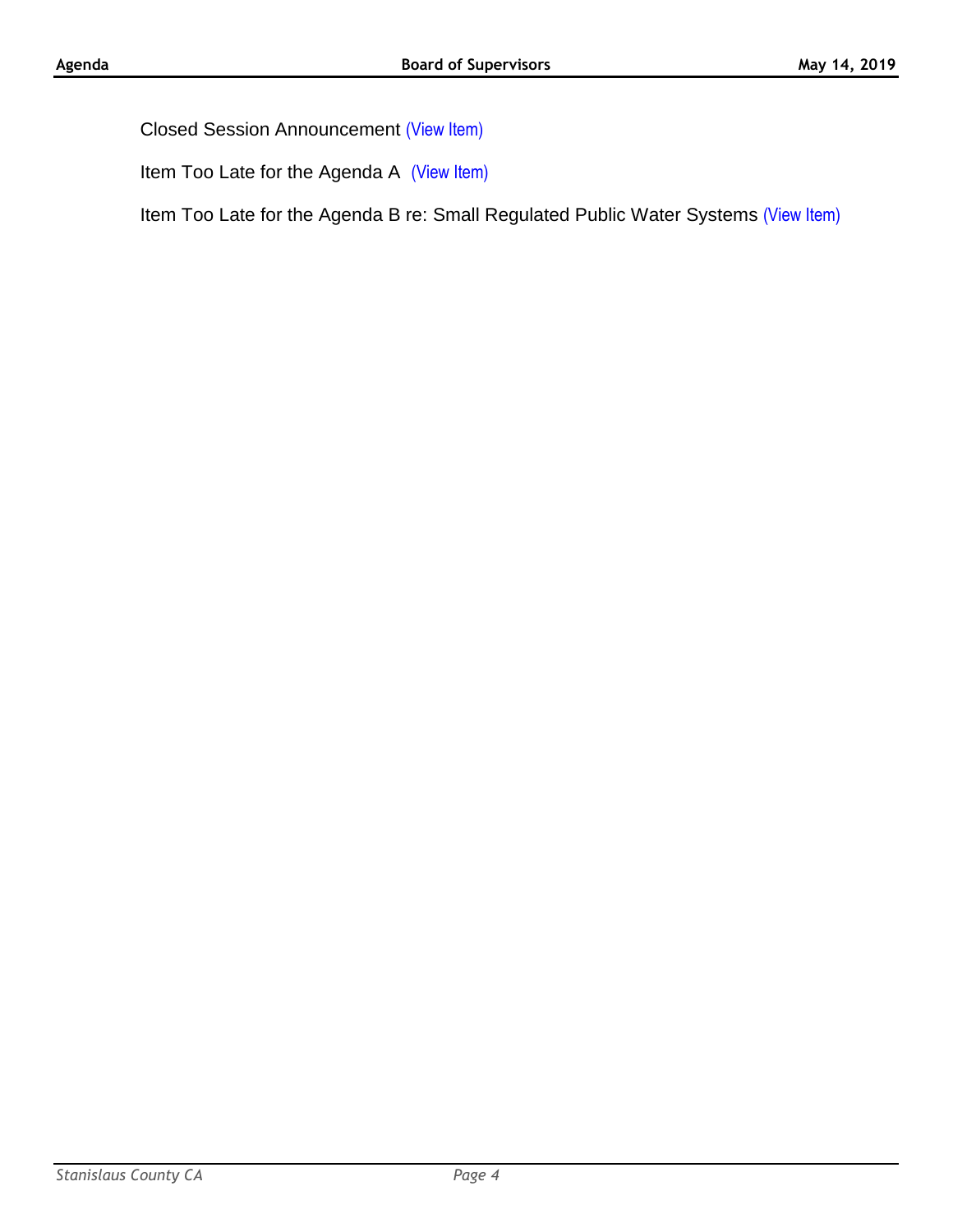Closed Session Announcement (View Item)

Item Too Late for the Agenda A (View Item)

Item Too Late for the Agenda B re: Small Regulated Public Water Systems (View Item)